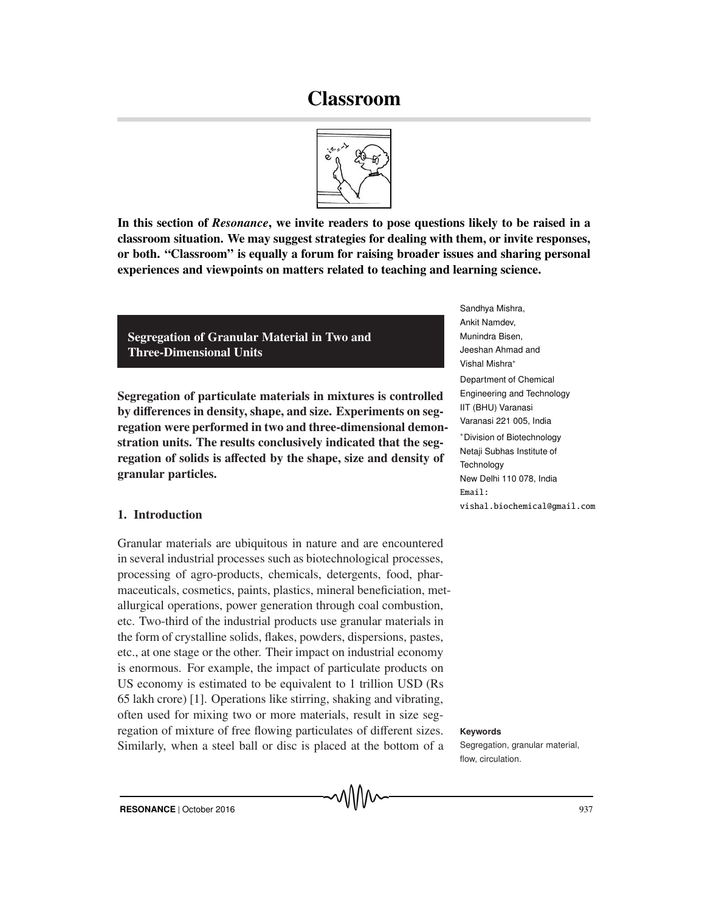# Classroom

**In this section of *Resonance*, we invite readers to pose questions likely to be raised in a classroom situation. We may suggest strategies for dealing with them, or invite responses, or both. "Classroom" is equally a forum for raising broader issues and sharing personal experiences and viewpoints on matters related to teaching and learning science.**

## Segregation of Granular Material in Two and Three-Dimensional Units

Sandhya Mishra, Ankit Namdev, Munindra Bisen, Jeeshan Ahmad and Vishal Mishra*

Department of Chemical Engineering and Technology
IIT (BHU) Varanasi
Varanasi 221 005, India

*Division of Biotechnology
Netaji Subhas Institute of Technology
New Delhi 110 078, India

Email: vishal.biochemical@gmail.com

**Segregation of particulate materials in mixtures is controlled by differences in density, shape, and size. Experiments on segregation were performed in two and three-dimensional demonstration units. The results conclusively indicated that the segregation of solids is affected by the shape, size and density of granular particles.**

**Keywords**

Segregation, granular material, flow, circulation.

### 1. Introduction

Granular materials are ubiquitous in nature and are encountered in several industrial processes such as biotechnological processes, processing of agro-products, chemicals, detergents, food, pharmaceuticals, cosmetics, paints, plastics, mineral beneficiation, metallurgical operations, power generation through coal combustion, etc. Two-third of the industrial products use granular materials in the form of crystalline solids, flakes, powders, dispersions, pastes, etc., at one stage or the other. Their impact on industrial economy is enormous. For example, the impact of particulate products on US economy is estimated to be equivalent to 1 trillion USD (Rs 65 lakh crore) [1]. Operations like stirring, shaking and vibrating, often used for mixing two or more materials, result in size segregation of mixture of free flowing particulates of different sizes. Similarly, when a steel ball or disc is placed at the bottom of a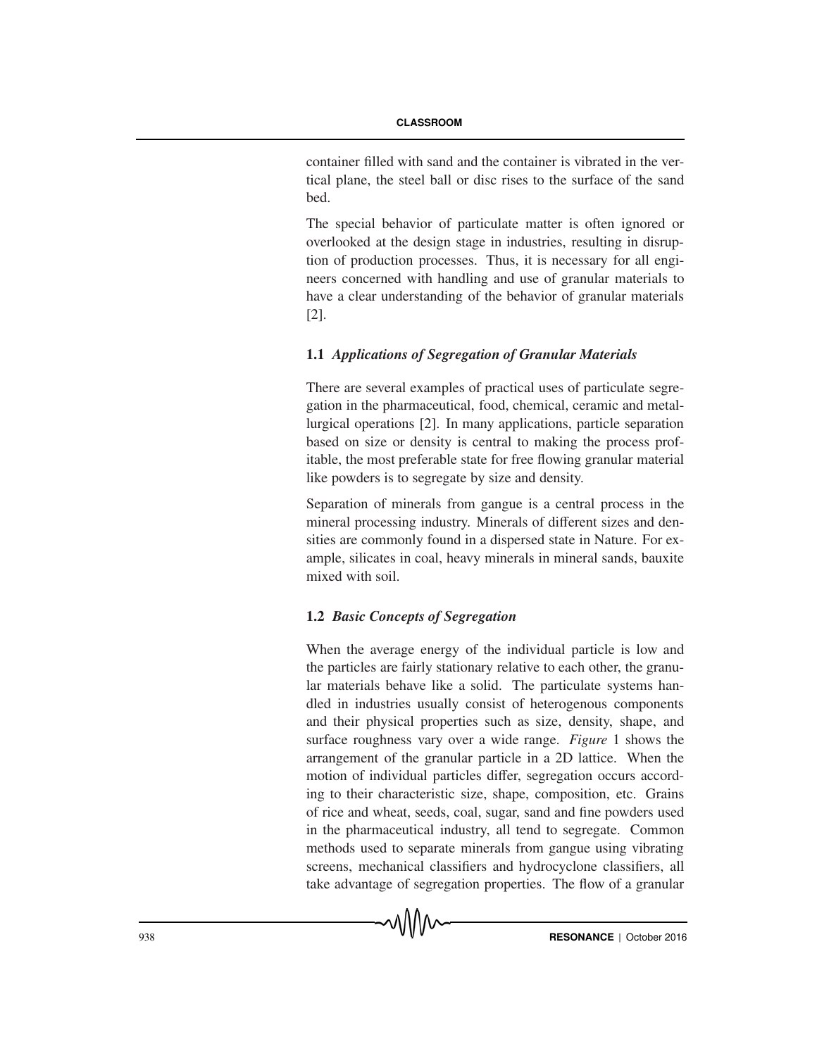container filled with sand and the container is vibrated in the vertical plane, the steel ball or disc rises to the surface of the sand bed.

The special behavior of particulate matter is often ignored or overlooked at the design stage in industries, resulting in disruption of production processes. Thus, it is necessary for all engineers concerned with handling and use of granular materials to have a clear understanding of the behavior of granular materials [2].

### 1.1 *Applications of Segregation of Granular Materials*

There are several examples of practical uses of particulate segregation in the pharmaceutical, food, chemical, ceramic and metallurgical operations [2]. In many applications, particle separation based on size or density is central to making the process profitable, the most preferable state for free flowing granular material like powders is to segregate by size and density.

Separation of minerals from gangue is a central process in the mineral processing industry. Minerals of different sizes and densities are commonly found in a dispersed state in Nature. For example, silicates in coal, heavy minerals in mineral sands, bauxite mixed with soil.

### 1.2 *Basic Concepts of Segregation*

When the average energy of the individual particle is low and the particles are fairly stationary relative to each other, the granular materials behave like a solid. The particulate systems handled in industries usually consist of heterogenous components and their physical properties such as size, density, shape, and surface roughness vary over a wide range. *Figure* 1 shows the arrangement of the granular particle in a 2D lattice. When the motion of individual particles differ, segregation occurs according to their characteristic size, shape, composition, etc. Grains of rice and wheat, seeds, coal, sugar, sand and fine powders used in the pharmaceutical industry, all tend to segregate. Common methods used to separate minerals from gangue using vibrating screens, mechanical classifiers and hydrocyclone classifiers, all take advantage of segregation properties. The flow of a granular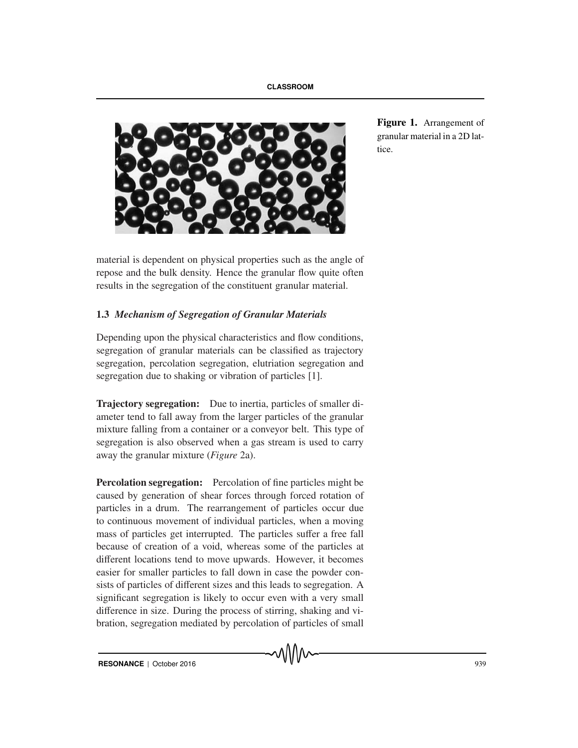Figure 1. Arrangement of granular material in a 2D lattice.

material is dependent on physical properties such as the angle of repose and the bulk density. Hence the granular flow quite often results in the segregation of the constituent granular material.

### 1.3 *Mechanism of Segregation of Granular Materials*

Depending upon the physical characteristics and flow conditions, segregation of granular materials can be classified as trajectory segregation, percolation segregation, elutriation segregation and segregation due to shaking or vibration of particles [1].

**Trajectory segregation:** Due to inertia, particles of smaller diameter tend to fall away from the larger particles of the granular mixture falling from a container or a conveyor belt. This type of segregation is also observed when a gas stream is used to carry away the granular mixture (*Figure* 2a).

**Percolation segregation:** Percolation of fine particles might be caused by generation of shear forces through forced rotation of particles in a drum. The rearrangement of particles occur due to continuous movement of individual particles, when a moving mass of particles get interrupted. The particles suffer a free fall because of creation of a void, whereas some of the particles at different locations tend to move upwards. However, it becomes easier for smaller particles to fall down in case the powder consists of particles of different sizes and this leads to segregation. A significant segregation is likely to occur even with a very small difference in size. During the process of stirring, shaking and vibration, segregation mediated by percolation of particles of small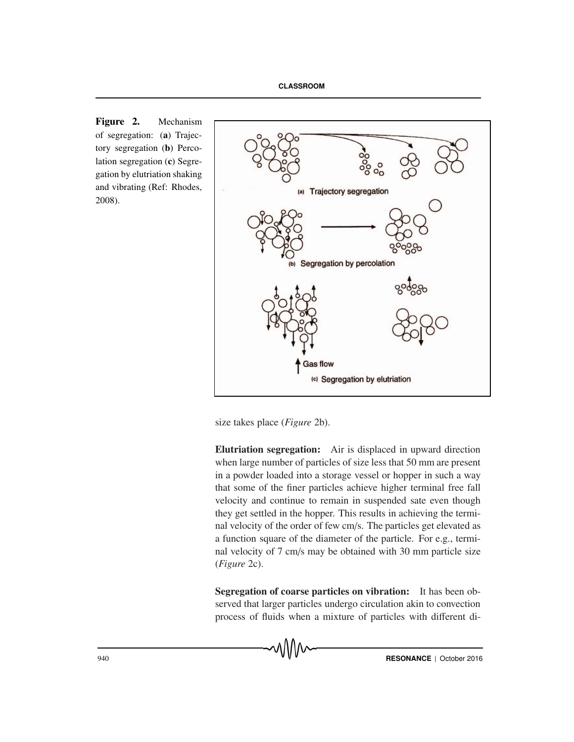**Figure 2.** Mechanism of segregation: (**a**) Trajectory segregation (**b**) Percolation segregation (**c**) Segregation by elutriation shaking and vibrating (Ref: Rhodes, 2008).

size takes place (*Figure* 2b).

**Elutriation segregation:** Air is displaced in upward direction when large number of particles of size less that 50 mm are present in a powder loaded into a storage vessel or hopper in such a way that some of the finer particles achieve higher terminal free fall velocity and continue to remain in suspended sate even though they get settled in the hopper. This results in achieving the terminal velocity of the order of few cm/s. The particles get elevated as a function square of the diameter of the particle. For e.g., terminal velocity of 7 cm/s may be obtained with 30 mm particle size (*Figure* 2c).

**Segregation of coarse particles on vibration:** It has been observed that larger particles undergo circulation akin to convection process of fluids when a mixture of particles with different di-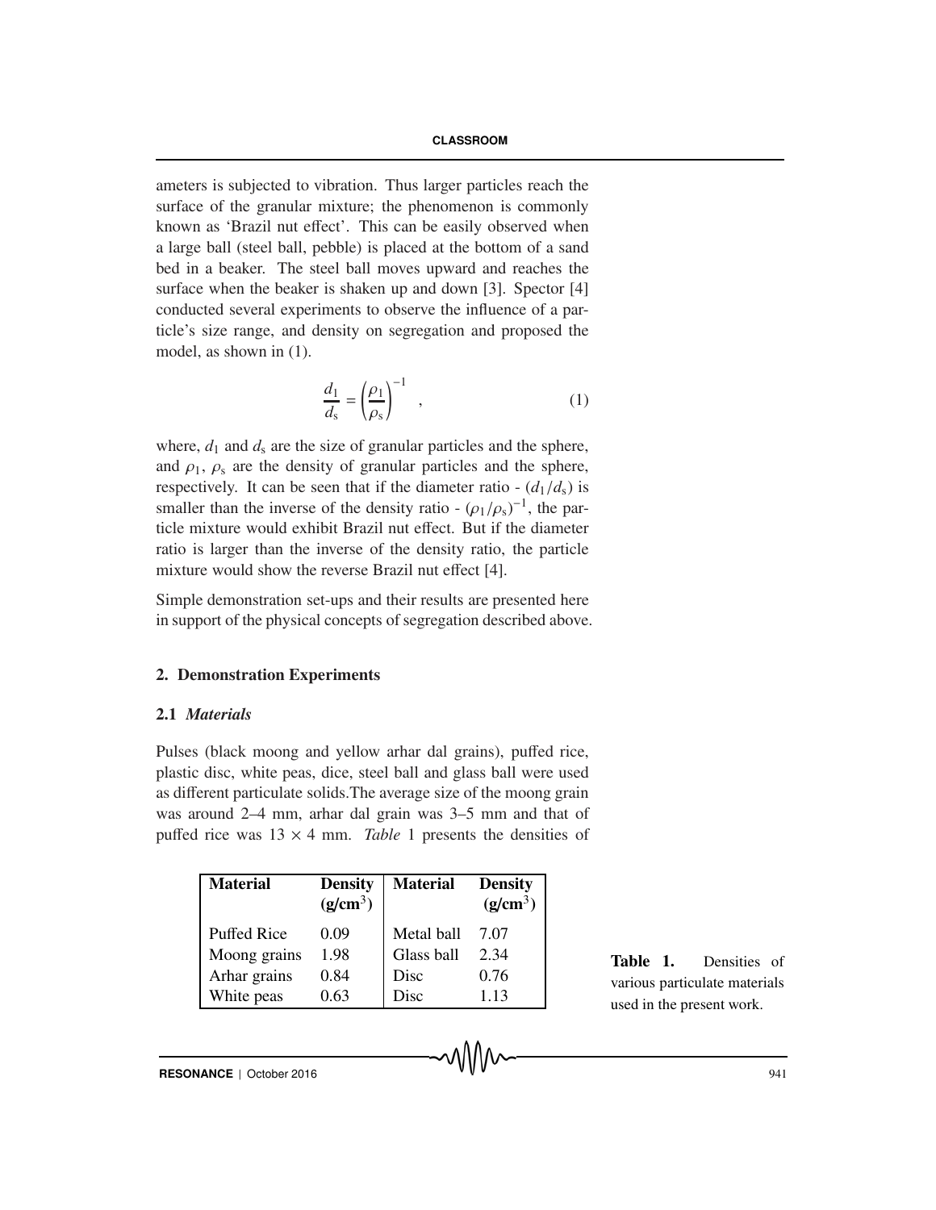ameters is subjected to vibration. Thus larger particles reach the surface of the granular mixture; the phenomenon is commonly known as 'Brazil nut effect'. This can be easily observed when a large ball (steel ball, pebble) is placed at the bottom of a sand bed in a beaker. The steel ball moves upward and reaches the surface when the beaker is shaken up and down [3]. Spector [4] conducted several experiments to observe the influence of a particle's size range, and density on segregation and proposed the model, as shown in (1).

$$\frac{d_1}{d_s} = \left(\frac{\rho_1}{\rho_s}\right)^{-1} \quad , \tag{1}$$

where, $d_1$ and $d_s$ are the size of granular particles and the sphere, and $\rho_1$, $\rho_s$ are the density of granular particles and the sphere, respectively. It can be seen that if the diameter ratio - $(d_1/d_s)$ is smaller than the inverse of the density ratio - $(\rho_1/\rho_s)^{-1}$, the particle mixture would exhibit Brazil nut effect. But if the diameter ratio is larger than the inverse of the density ratio, the particle mixture would show the reverse Brazil nut effect [4].

Simple demonstration set-ups and their results are presented here in support of the physical concepts of segregation described above.

## 2. Demonstration Experiments

### 2.1 *Materials*

Pulses (black moong and yellow arhar dal grains), puffed rice, plastic disc, white peas, dice, steel ball and glass ball were used as different particulate solids.The average size of the moong grain was around 2–4 mm, arhar dal grain was 3–5 mm and that of puffed rice was 13 × 4 mm. *Table* 1 presents the densities of

| **Material** | **Density ($g/cm^3$)** | **Material** | **Density ($g/cm^3$)** |
|---|---|---|---|
| Puffed Rice | 0.09 | Metal ball | 7.07 |
| Moong grains | 1.98 | Glass ball | 2.34 |
| Arhar grains | 0.84 | Disc | 0.76 |
| White peas | 0.63 | Disc | 1.13 |

**Table 1.** Densities of various particulate materials used in the present work.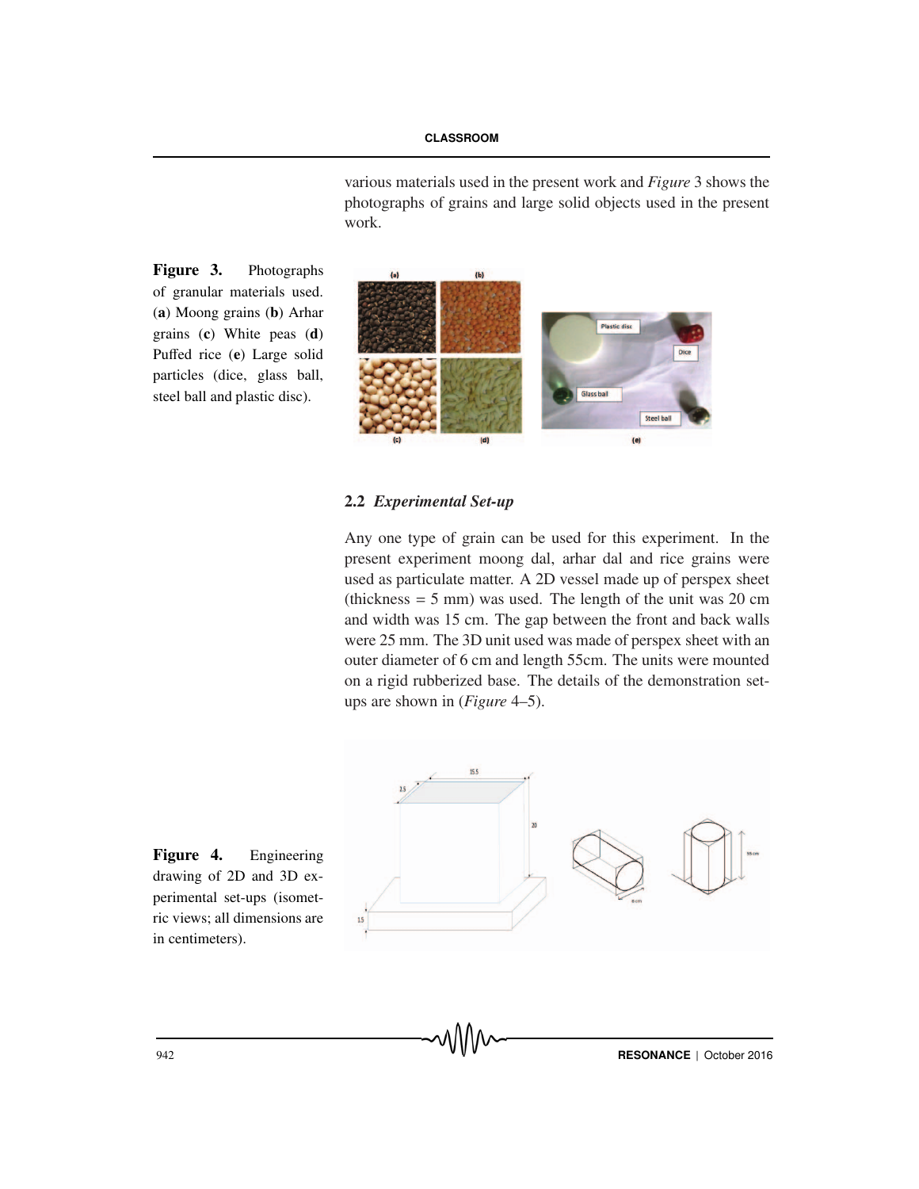various materials used in the present work and *Figure* 3 shows the photographs of grains and large solid objects used in the present work.

**Figure 3.** Photographs of granular materials used. (**a**) Moong grains (**b**) Arhar grains (**c**) White peas (**d**) Puffed rice (**e**) Large solid particles (dice, glass ball, steel ball and plastic disc).

### 2.2 *Experimental Set-up*

Any one type of grain can be used for this experiment. In the present experiment moong dal, arhar dal and rice grains were used as particulate matter. A 2D vessel made up of perspex sheet (thickness = 5 mm) was used. The length of the unit was 20 cm and width was 15 cm. The gap between the front and back walls were 25 mm. The 3D unit used was made of perspex sheet with an outer diameter of 6 cm and length 55cm. The units were mounted on a rigid rubberized base. The details of the demonstration set-ups are shown in (*Figure* 4–5).

**Figure 4.** Engineering drawing of 2D and 3D experimental set-ups (isometric views; all dimensions are in centimeters).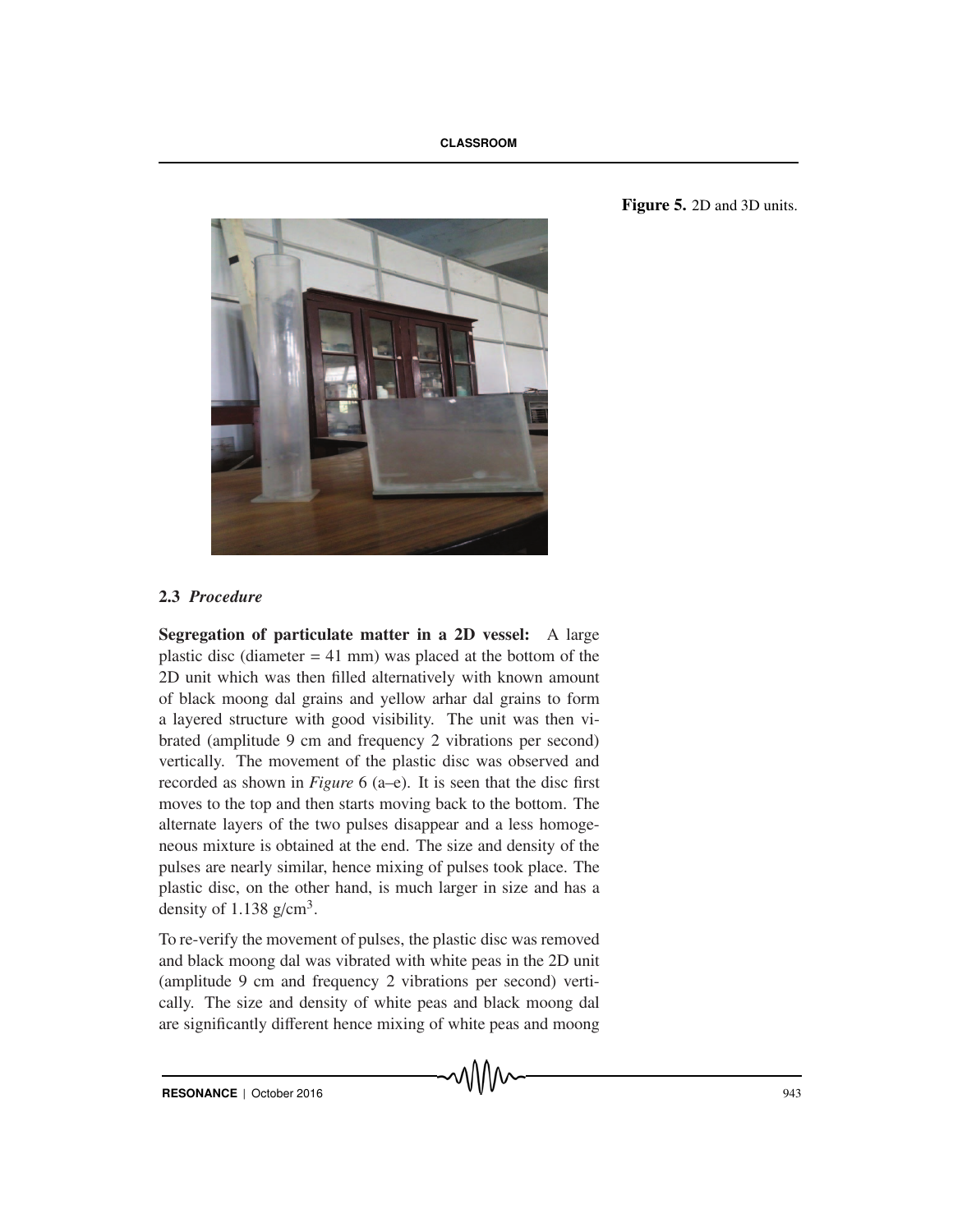Figure 5. 2D and 3D units.

### 2.3 *Procedure*

**Segregation of particulate matter in a 2D vessel:** A large plastic disc (diameter = 41 mm) was placed at the bottom of the 2D unit which was then filled alternatively with known amount of black moong dal grains and yellow arhar dal grains to form a layered structure with good visibility. The unit was then vibrated (amplitude 9 cm and frequency 2 vibrations per second) vertically. The movement of the plastic disc was observed and recorded as shown in *Figure* 6 (a–e). It is seen that the disc first moves to the top and then starts moving back to the bottom. The alternate layers of the two pulses disappear and a less homogeneous mixture is obtained at the end. The size and density of the pulses are nearly similar, hence mixing of pulses took place. The plastic disc, on the other hand, is much larger in size and has a density of 1.138 g/cm$^3$.

To re-verify the movement of pulses, the plastic disc was removed and black moong dal was vibrated with white peas in the 2D unit (amplitude 9 cm and frequency 2 vibrations per second) vertically. The size and density of white peas and black moong dal are significantly different hence mixing of white peas and moong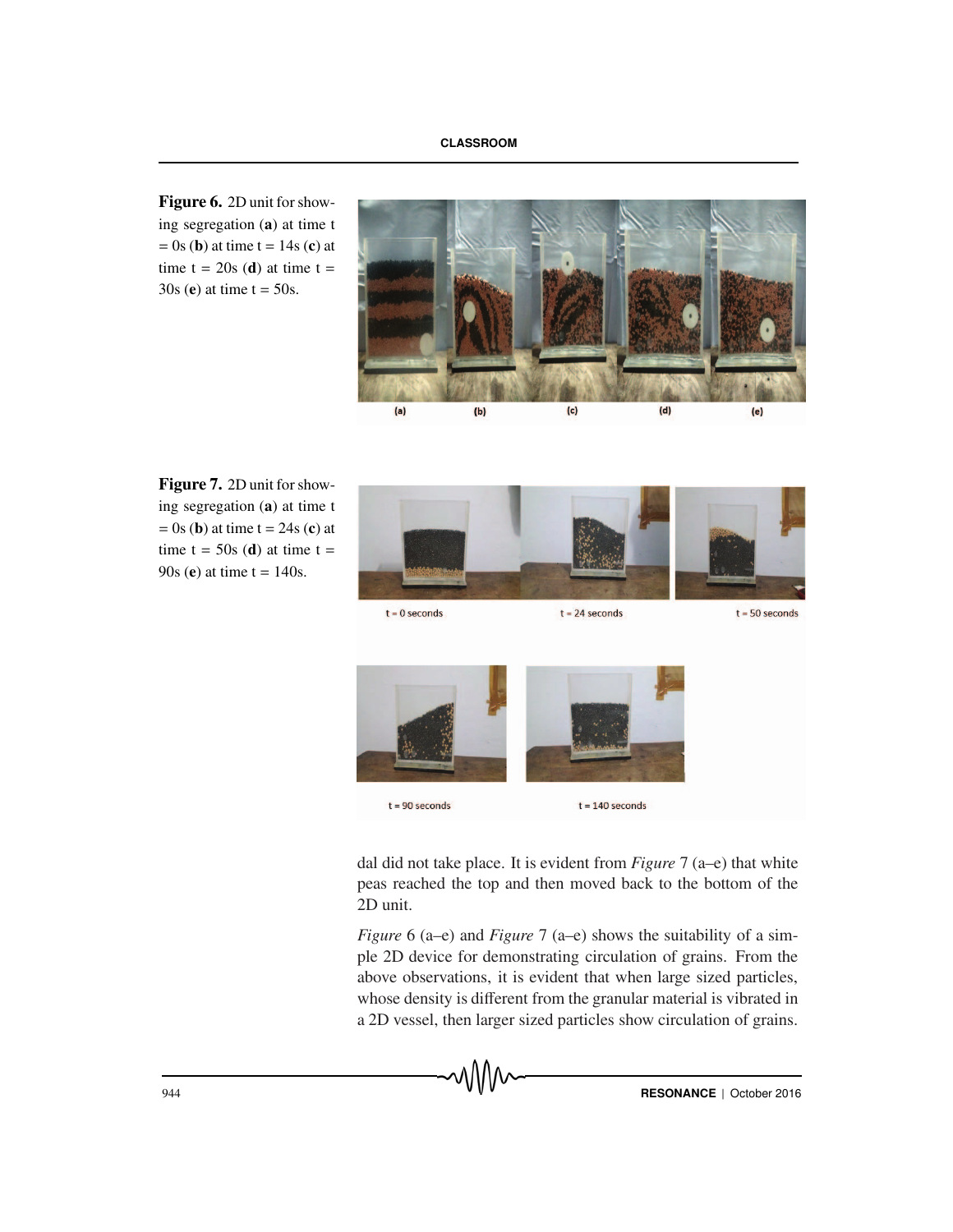**Figure 6.** 2D unit for showing segregation (**a**) at time t = 0s (**b**) at time t = 14s (**c**) at time t = 20s (**d**) at time t = 30s (**e**) at time t = 50s.

**Figure 7.** 2D unit for showing segregation (**a**) at time t = 0s (**b**) at time t = 24s (**c**) at time t = 50s (**d**) at time t = 90s (**e**) at time t = 140s.

dal did not take place. It is evident from *Figure* 7 (a–e) that white peas reached the top and then moved back to the bottom of the 2D unit.

*Figure* 6 (a–e) and *Figure* 7 (a–e) shows the suitability of a simple 2D device for demonstrating circulation of grains. From the above observations, it is evident that when large sized particles, whose density is different from the granular material is vibrated in a 2D vessel, then larger sized particles show circulation of grains.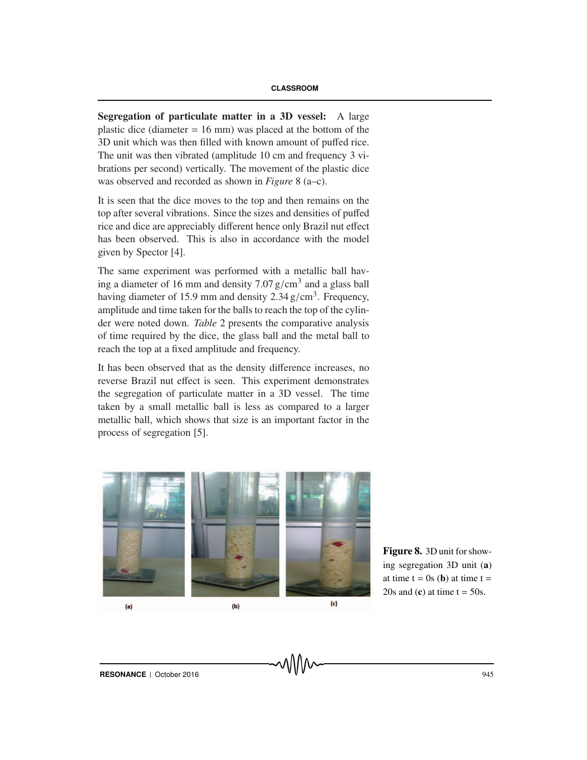**Segregation of particulate matter in a 3D vessel:** A large plastic dice (diameter = 16 mm) was placed at the bottom of the 3D unit which was then filled with known amount of puffed rice. The unit was then vibrated (amplitude 10 cm and frequency 3 vibrations per second) vertically. The movement of the plastic dice was observed and recorded as shown in *Figure* 8 (a–c).

It is seen that the dice moves to the top and then remains on the top after several vibrations. Since the sizes and densities of puffed rice and dice are appreciably different hence only Brazil nut effect has been observed. This is also in accordance with the model given by Spector [4].

The same experiment was performed with a metallic ball having a diameter of 16 mm and density 7.07 $g/cm^3$ and a glass ball having diameter of 15.9 mm and density 2.34 $g/cm^3$. Frequency, amplitude and time taken for the balls to reach the top of the cylinder were noted down. *Table* 2 presents the comparative analysis of time required by the dice, the glass ball and the metal ball to reach the top at a fixed amplitude and frequency.

It has been observed that as the density difference increases, no reverse Brazil nut effect is seen. This experiment demonstrates the segregation of particulate matter in a 3D vessel. The time taken by a small metallic ball is less as compared to a larger metallic ball, which shows that size is an important factor in the process of segregation [5].

(a) (b) (c)

**Figure 8.** 3D unit for showing segregation 3D unit (**a**) at time t = 0s (**b**) at time t = 20s and (**c**) at time t = 50s.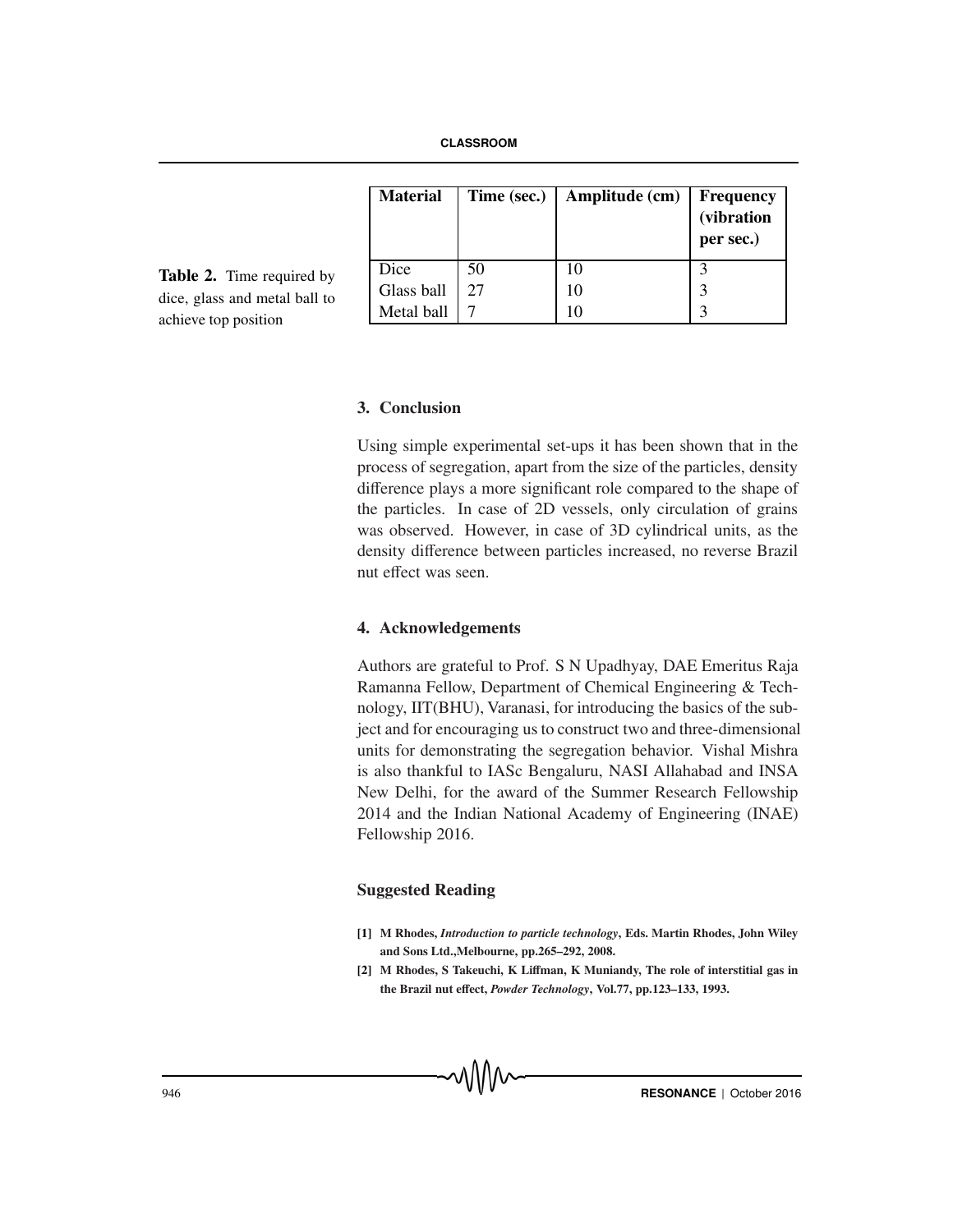Table 2. Time required by dice, glass and metal ball to achieve top position

| Material | Time (sec.) | Amplitude (cm) | Frequency (vibration per sec.) |
|---|---|---|---|
| Dice | 50 | 10 | 3 |
| Glass ball | 27 | 10 | 3 |
| Metal ball | 7 | 10 | 3 |

## 3. Conclusion

Using simple experimental set-ups it has been shown that in the process of segregation, apart from the size of the particles, density difference plays a more significant role compared to the shape of the particles. In case of 2D vessels, only circulation of grains was observed. However, in case of 3D cylindrical units, as the density difference between particles increased, no reverse Brazil nut effect was seen.

## 4. Acknowledgements

Authors are grateful to Prof. S N Upadhyay, DAE Emeritus Raja Ramanna Fellow, Department of Chemical Engineering & Technology, IIT(BHU), Varanasi, for introducing the basics of the subject and for encouraging us to construct two and three-dimensional units for demonstrating the segregation behavior. Vishal Mishra is also thankful to IASc Bengaluru, NASI Allahabad and INSA New Delhi, for the award of the Summer Research Fellowship 2014 and the Indian National Academy of Engineering (INAE) Fellowship 2016.

## Suggested Reading

**[1] M Rhodes, *Introduction to particle technology*, Eds. Martin Rhodes, John Wiley and Sons Ltd.,Melbourne, pp.265–292, 2008.**

**[2] M Rhodes, S Takeuchi, K Liffman, K Muniandy, The role of interstitial gas in the Brazil nut effect, *Powder Technology*, Vol.77, pp.123–133, 1993.**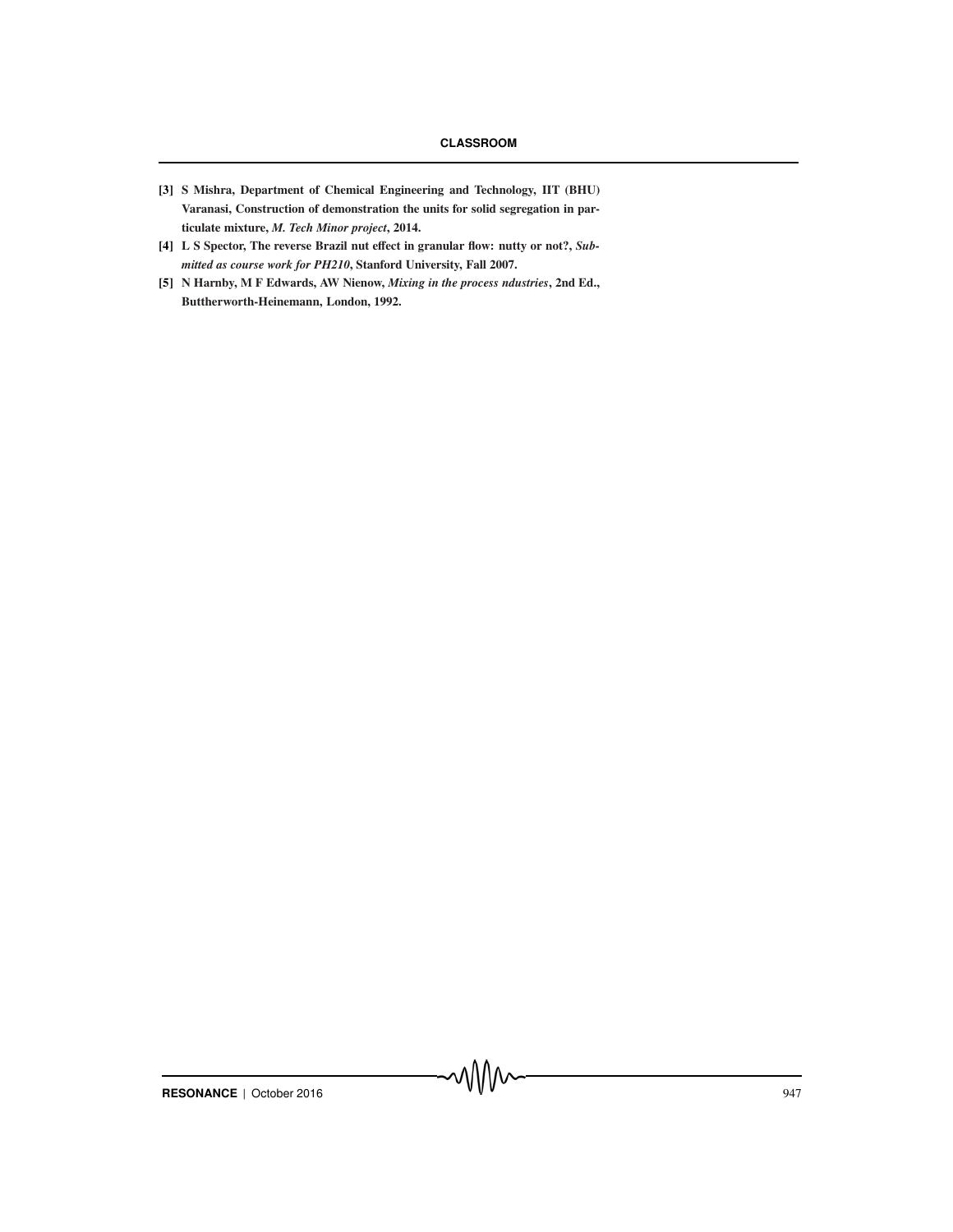**[3] S Mishra, Department of Chemical Engineering and Technology, IIT (BHU) Varanasi, Construction of demonstration the units for solid segregation in particulate mixture, *M. Tech Minor project*, 2014.**

**[4] L S Spector, The reverse Brazil nut effect in granular flow: nutty or not?, *Submitted as course work for PH210*, Stanford University, Fall 2007.**

**[5] N Harnby, M F Edwards, AW Nienow, *Mixing in the process ndustries*, 2nd Ed., Buttherworth-Heinemann, London, 1992.**